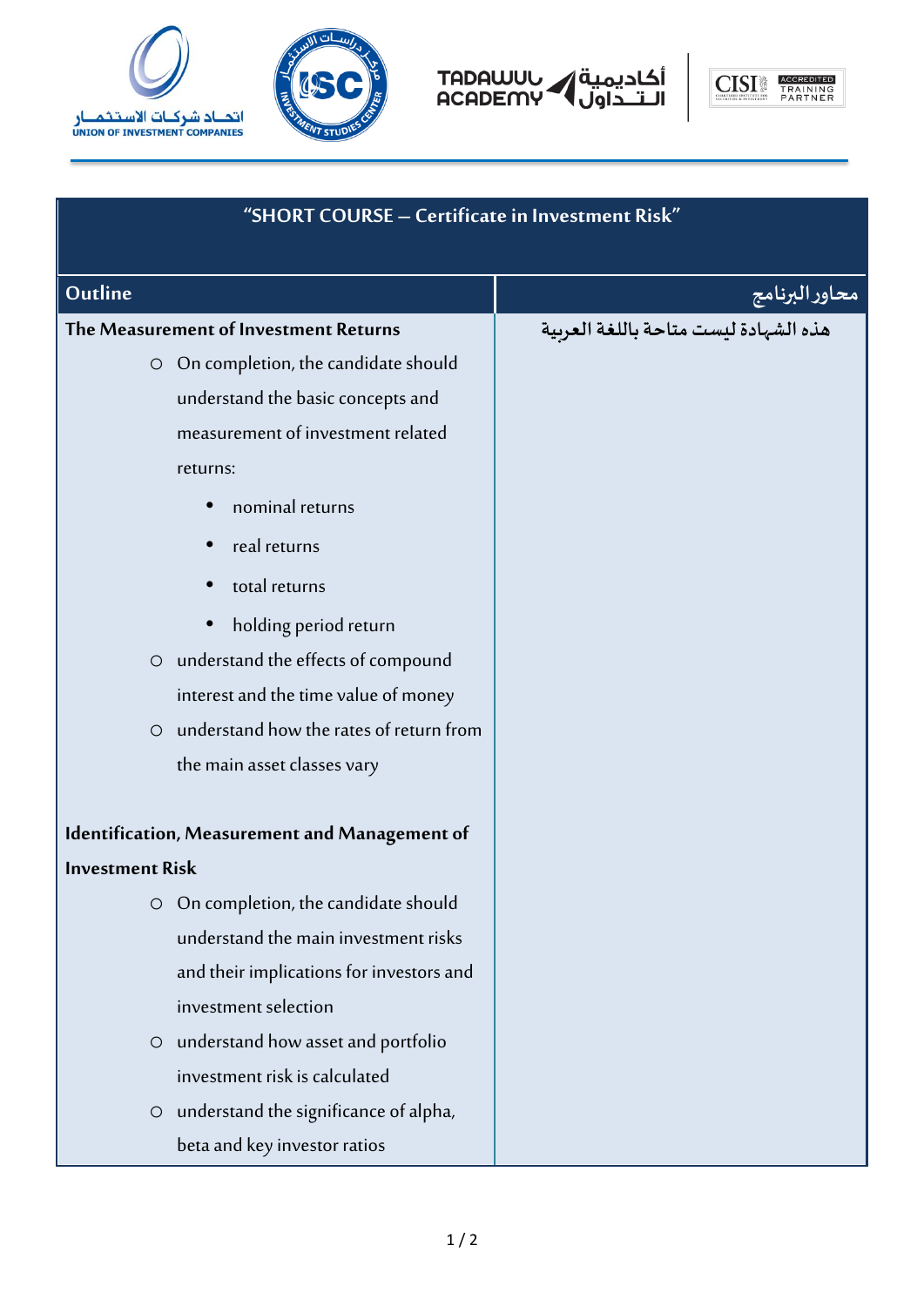# "SHORT COURSE – Certificate in Investment Risk"

| Outline | محاور البرنامج |
|---|---|
| **The Measurement of Investment Returns**<br>○ On completion, the candidate should understand the basic concepts and measurement of investment related returns:<br>• nominal returns<br>• real returns<br>• total returns<br>• holding period return<br>○ understand the effects of compound interest and the time value of money<br>○ understand how the rates of return from the main asset classes vary<br><br>**Identification, Measurement and Management of Investment Risk**<br>○ On completion, the candidate should understand the main investment risks and their implications for investors and investment selection<br>○ understand how asset and portfolio investment risk is calculated<br>○ understand the significance of alpha, beta and key investor ratios | هذه الشهادة ليست متاحة باللغة العربية |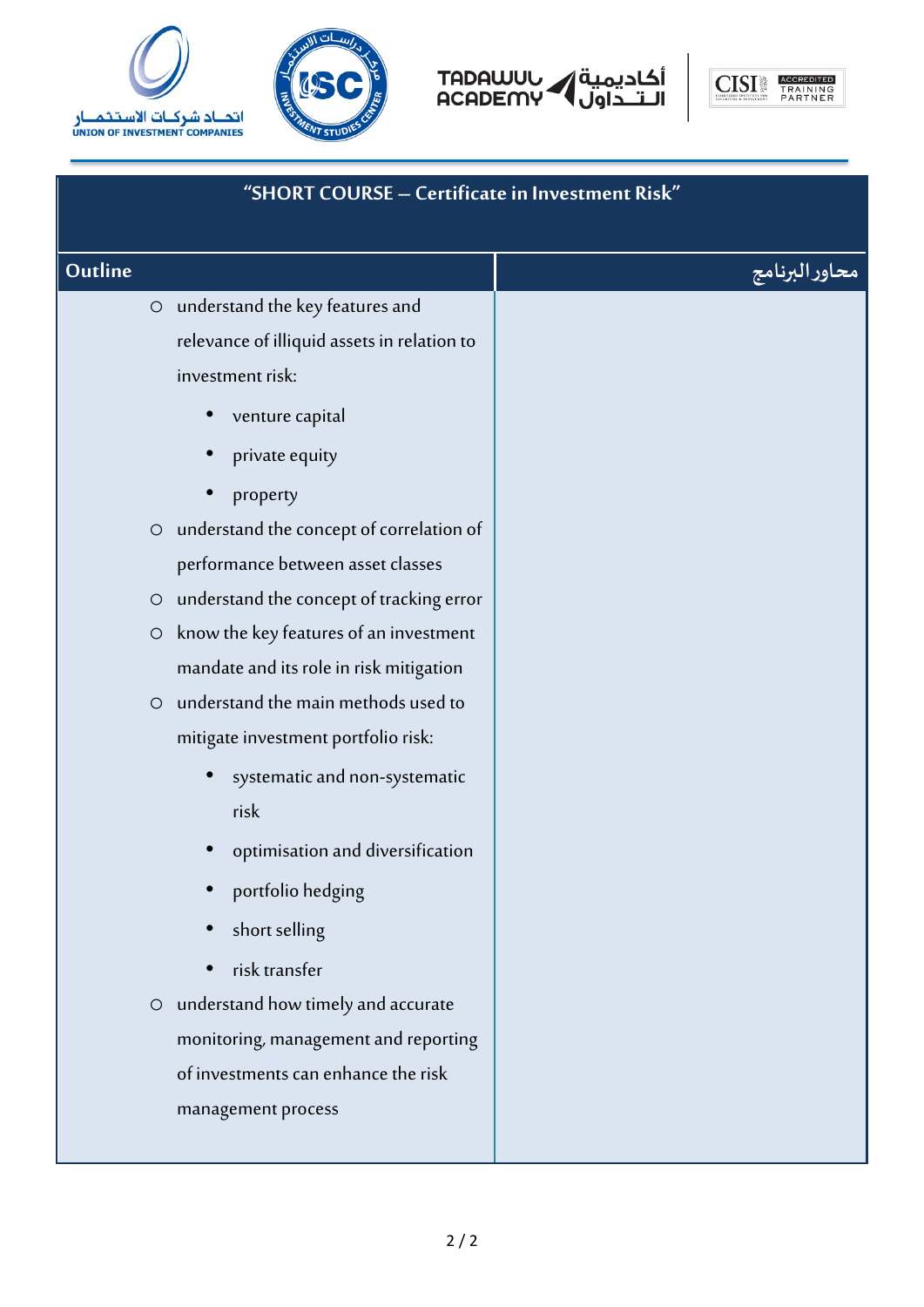## "SHORT COURSE – Certificate in Investment Risk"

| Outline | محاور البرنامج |
|---|---|
| ○ understand the key features and relevance of illiquid assets in relation to investment risk:<br>• venture capital<br>• private equity<br>• property<br>○ understand the concept of correlation of performance between asset classes<br>○ understand the concept of tracking error<br>○ know the key features of an investment mandate and its role in risk mitigation<br>○ understand the main methods used to mitigate investment portfolio risk:<br>• systematic and non-systematic risk<br>• optimisation and diversification<br>• portfolio hedging<br>• short selling<br>• risk transfer<br>○ understand how timely and accurate monitoring, management and reporting of investments can enhance the risk management process | |